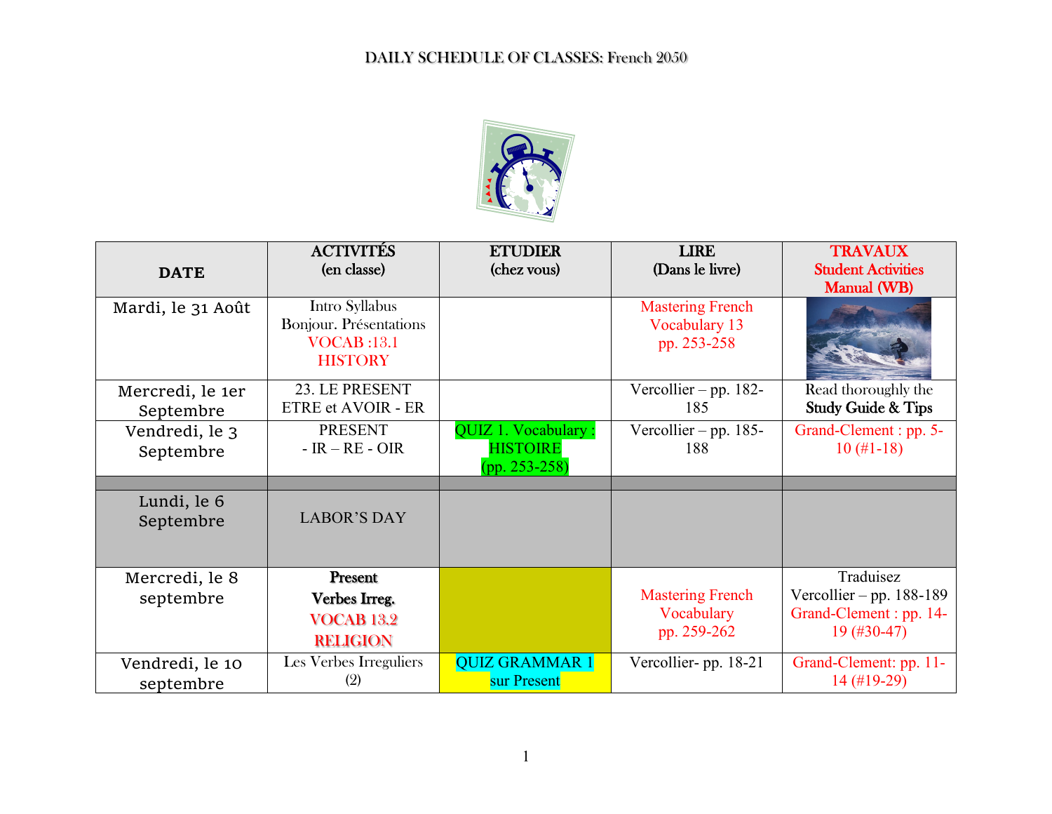# DAILY SCHEDULE OF CLASSES: French 2050

| DATE | ACTIVITÉS (en classe) | ETUDIER (chez vous) | LIRE (Dans le livre) | TRAVAUX Student Activities Manual (WB) |
|---|---|---|---|---|
| Mardi, le 31 Août | Intro Syllabus<br>Bonjour. Présentations<br>VOCAB :13.1<br>HISTORY | | Mastering French Vocabulary 13<br>pp. 253-258 | |
| Mercredi, le 1er Septembre | 23. LE PRESENT<br>ETRE et AVOIR - ER | | Vercollier – pp. 182-185 | Read thoroughly the **Study Guide & Tips** |
| Vendredi, le 3 Septembre | PRESENT<br>- IR – RE - OIR | QUIZ 1. Vocabulary : HISTOIRE<br>(pp. 253-258) | Vercollier – pp. 185-188 | Grand-Clement : pp. 5-10 (#1-18) |
| | | | | |
| Lundi, le 6 Septembre | LABOR'S DAY | | | |
| Mercredi, le 8 septembre | **Present**<br>**Verbes Irreg.**<br>**VOCAB 13.2**<br>**RELIGION** | | Mastering French Vocabulary<br>pp. 259-262 | Traduisez<br>Vercollier – pp. 188-189<br>Grand-Clement : pp. 14-19 (#30-47) |
| Vendredi, le 10 septembre | Les Verbes Irreguliers (2) | QUIZ GRAMMAR 1 sur Present | Vercollier- pp. 18-21 | Grand-Clement: pp. 11-14 (#19-29) |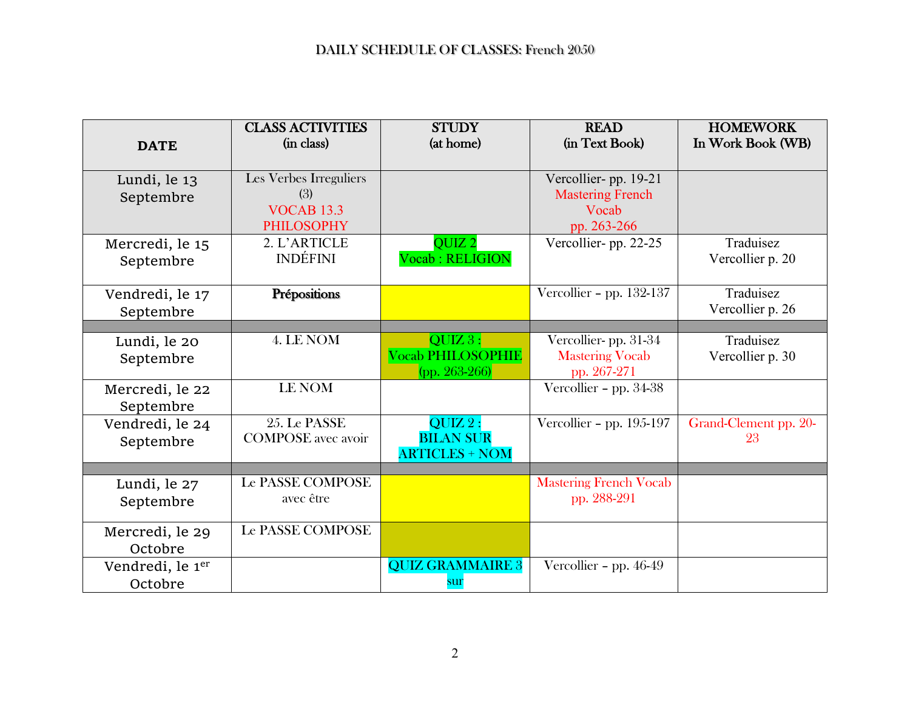# DAILY SCHEDULE OF CLASSES: French 2050

| DATE | CLASS ACTIVITIES (in class) | STUDY (at home) | READ (in Text Book) | HOMEWORK In Work Book (WB) |
|---|---|---|---|---|
| Lundi, le 13 Septembre | Les Verbes Irreguliers (3) VOCAB 13.3 PHILOSOPHY | | Vercollier- pp. 19-21 Mastering French Vocab pp. 263-266 | |
| Mercredi, le 15 Septembre | 2. L'ARTICLE INDÉFINI | QUIZ 2 Vocab : RELIGION | Vercollier- pp. 22-25 | Traduisez Vercollier p. 20 |
| Vendredi, le 17 Septembre | **Prépositions** | | Vercollier – pp. 132-137 | Traduisez Vercollier p. 26 |
| | | | | |
| Lundi, le 20 Septembre | 4. LE NOM | QUIZ 3 : Vocab PHILOSOPHIE (pp. 263-266) | Vercollier- pp. 31-34 Mastering Vocab pp. 267-271 | Traduisez Vercollier p. 30 |
| Mercredi, le 22 Septembre | LE NOM | | Vercollier – pp. 34-38 | |
| Vendredi, le 24 Septembre | 25. Le PASSE COMPOSE avec avoir | QUIZ 2 : BILAN SUR ARTICLES + NOM | Vercollier – pp. 195-197 | Grand-Clement pp. 20-23 |
| | | | | |
| Lundi, le 27 Septembre | Le PASSE COMPOSE avec être | | Mastering French Vocab pp. 288-291 | |
| Mercredi, le 29 Octobre | Le PASSE COMPOSE | | | |
| Vendredi, le 1er Octobre | | QUIZ GRAMMAIRE 3 sur | Vercollier – pp. 46-49 | |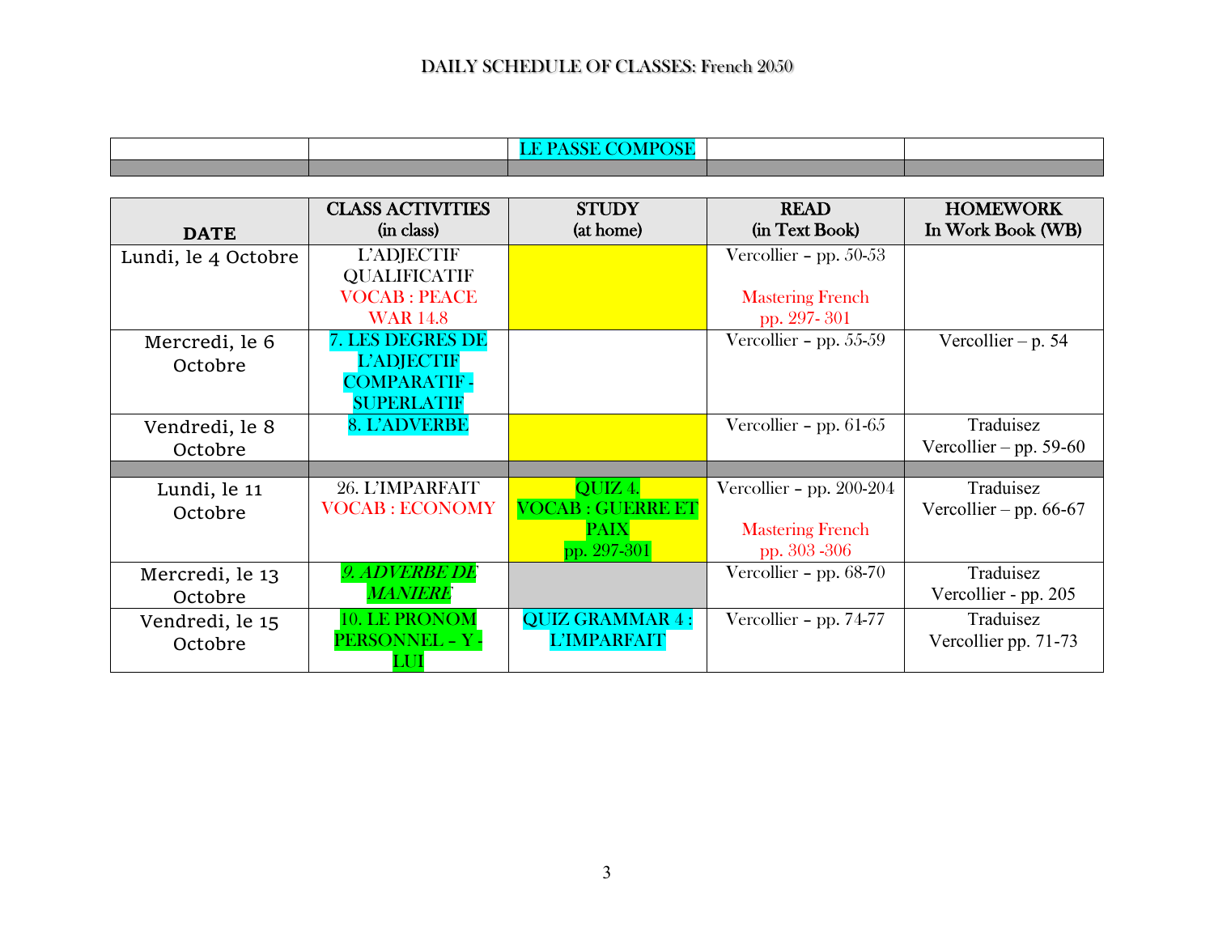# DAILY SCHEDULE OF CLASSES: French 2050

| | | | | |
|---|---|---|---|---|
| | | LE PASSE COMPOSE | | |
| | | | | |

| DATE | CLASS ACTIVITIES (in class) | STUDY (at home) | READ (in Text Book) | HOMEWORK In Work Book (WB) |
|---|---|---|---|---|
| Lundi, le 4 Octobre | L'ADJECTIF QUALIFICATIF VOCAB : PEACE WAR 14.8 | | Vercollier – pp. 50-53 Mastering French pp. 297- 301 | |
| Mercredi, le 6 Octobre | 7. LES DEGRES DE L'ADJECTIF COMPARATIF - SUPERLATIF | | Vercollier – pp. 55-59 | Vercollier – p. 54 |
| Vendredi, le 8 Octobre | 8. L'ADVERBE | | Vercollier – pp. 61-65 | Traduisez Vercollier – pp. 59-60 |
| | | | | |
| Lundi, le 11 Octobre | 26. L'IMPARFAIT VOCAB : ECONOMY | QUIZ 4. VOCAB : GUERRE ET PAIX pp. 297-301 | Vercollier – pp. 200-204 Mastering French pp. 303 -306 | Traduisez Vercollier – pp. 66-67 |
| Mercredi, le 13 Octobre | *9. ADVERBE DE MANIERE* | | Vercollier – pp. 68-70 | Traduisez Vercollier - pp. 205 |
| Vendredi, le 15 Octobre | 10. LE PRONOM PERSONNEL – Y - LUI | QUIZ GRAMMAR 4 : L'IMPARFAIT | Vercollier – pp. 74-77 | Traduisez Vercollier pp. 71-73 |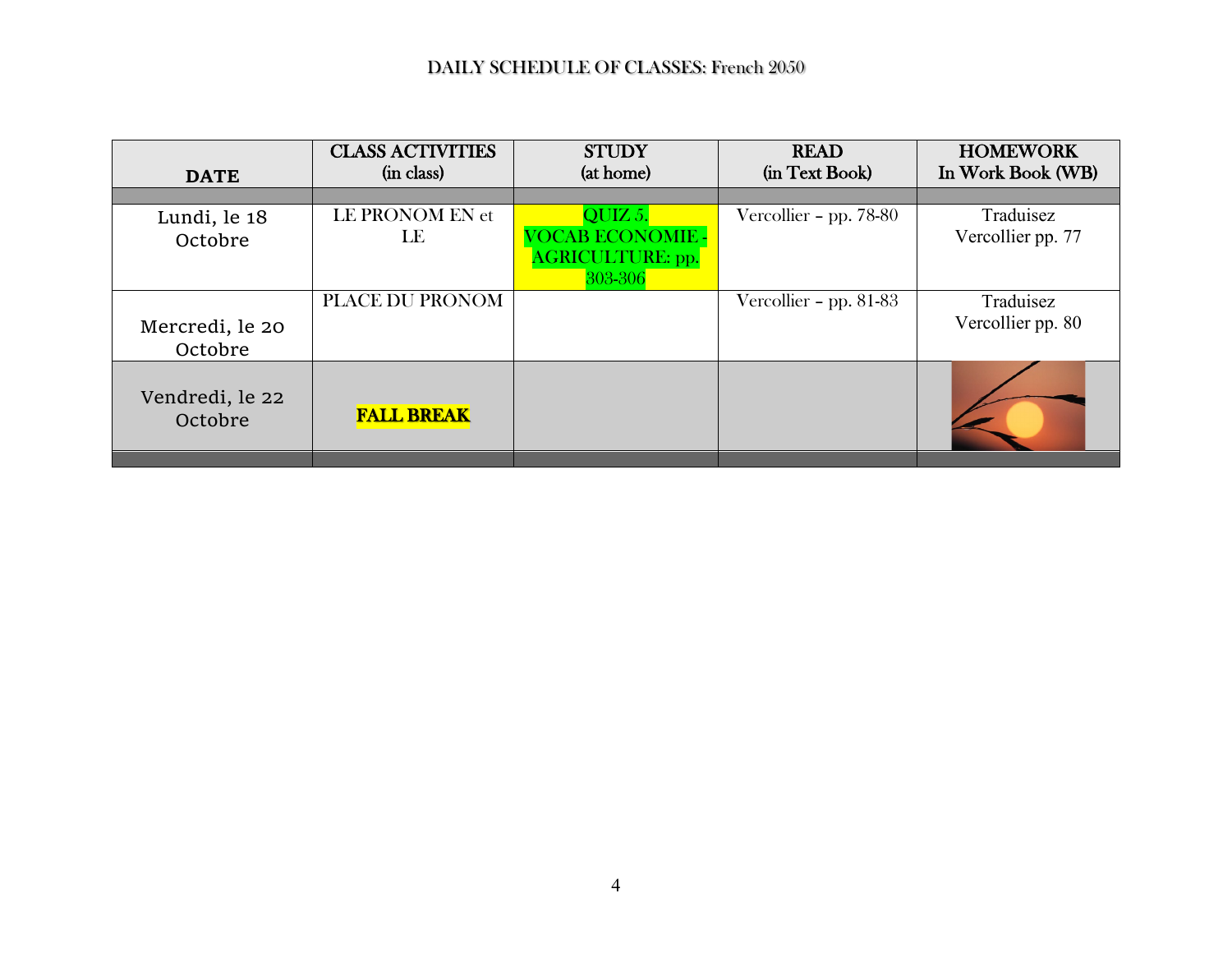DAILY SCHEDULE OF CLASSES: French 2050

| DATE | CLASS ACTIVITIES (in class) | STUDY (at home) | READ (in Text Book) | HOMEWORK In Work Book (WB) |
| --- | --- | --- | --- | --- |
| | | | | |
| Lundi, le 18 Octobre | LE PRONOM EN et LE | QUIZ 5. VOCAB ECONOMIE - AGRICULTURE: pp. 303-306 | Vercollier – pp. 78-80 | Traduisez Vercollier pp. 77 |
| Mercredi, le 20 Octobre | PLACE DU PRONOM | | Vercollier – pp. 81-83 | Traduisez Vercollier pp. 80 |
| Vendredi, le 22 Octobre | **FALL BREAK** | | | |
| | | | | |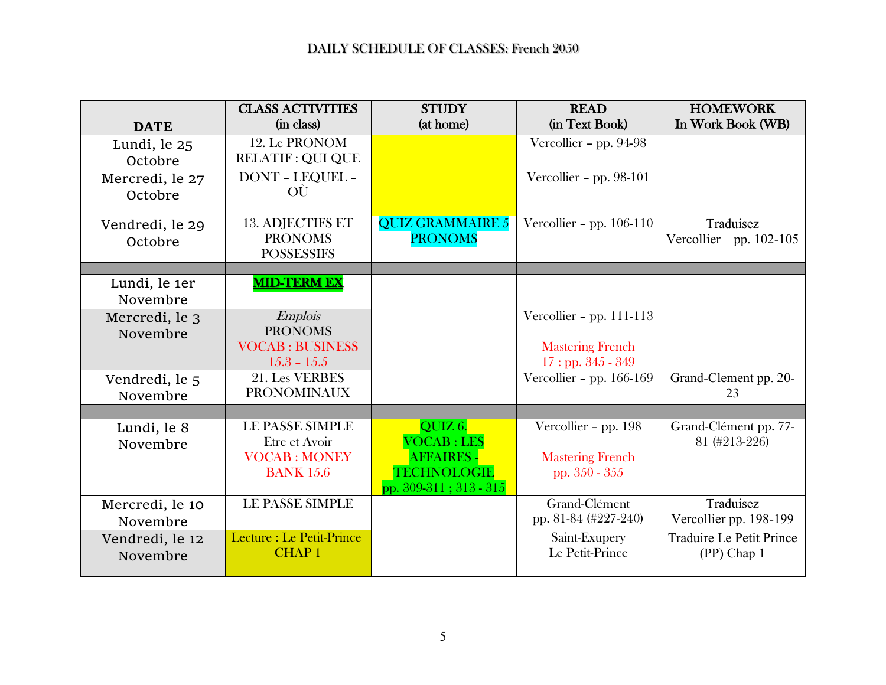# DAILY SCHEDULE OF CLASSES: French 2050

| DATE | CLASS ACTIVITIES (in class) | STUDY (at home) | READ (in Text Book) | HOMEWORK In Work Book (WB) |
|---|---|---|---|---|
| Lundi, le 25 Octobre | 12. Le PRONOM RELATIF : QUI QUE | | Vercollier – pp. 94-98 | |
| Mercredi, le 27 Octobre | DONT – LEQUEL – OÙ | | Vercollier – pp. 98-101 | |
| Vendredi, le 29 Octobre | 13. ADJECTIFS ET PRONOMS POSSESSIFS | QUIZ GRAMMAIRE 5 PRONOMS | Vercollier – pp. 106-110 | Traduisez Vercollier – pp. 102-105 |
| | | | | |
| Lundi, le 1er Novembre | **MID-TERM EX** | | | |
| Mercredi, le 3 Novembre | *Emplois* PRONOMS VOCAB : BUSINESS 15.3 – 15.5 | | Vercollier – pp. 111-113 Mastering French 17 : pp. 345 - 349 | |
| Vendredi, le 5 Novembre | 21. Les VERBES PRONOMINAUX | | Vercollier – pp. 166-169 | Grand-Clement pp. 20-23 |
| | | | | |
| Lundi, le 8 Novembre | LE PASSE SIMPLE Etre et Avoir VOCAB : MONEY BANK 15.6 | QUIZ 6. VOCAB : LES AFFAIRES - TECHNOLOGIE pp. 309-311 ; 313 - 315 | Vercollier – pp. 198 Mastering French pp. 350 - 355 | Grand-Clément pp. 77-81 (#213-226) |
| Mercredi, le 10 Novembre | LE PASSE SIMPLE | | Grand-Clément pp. 81-84 (#227-240) | Traduisez Vercollier pp. 198-199 |
| Vendredi, le 12 Novembre | Lecture : Le Petit-Prince CHAP 1 | | Saint-Exupery Le Petit-Prince | Traduire Le Petit Prince (PP) Chap 1 |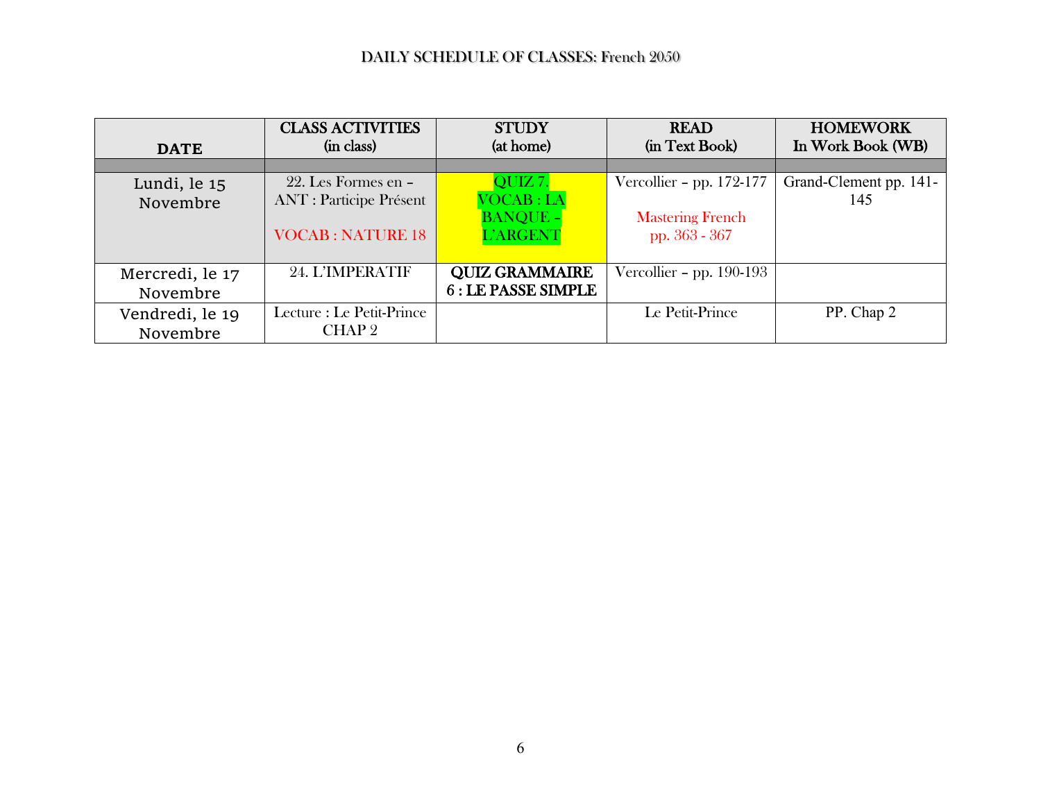# DAILY SCHEDULE OF CLASSES: French 2050

| DATE | CLASS ACTIVITIES (in class) | STUDY (at home) | READ (in Text Book) | HOMEWORK In Work Book (WB) |
|---|---|---|---|---|
| | | | | |
| Lundi, le 15 Novembre | 22. Les Formes en –ANT : Participe Présent<br><br>VOCAB : NATURE 18 | QUIZ 7. VOCAB : LA BANQUE – L'ARGENT | Vercollier – pp. 172-177<br><br>Mastering French pp. 363 - 367 | Grand-Clement pp. 141-145 |
| Mercredi, le 17 Novembre | 24. L'IMPERATIF | **QUIZ GRAMMAIRE 6 : LE PASSE SIMPLE** | Vercollier – pp. 190-193 | |
| Vendredi, le 19 Novembre | Lecture : Le Petit-Prince CHAP 2 | | Le Petit-Prince | PP. Chap 2 |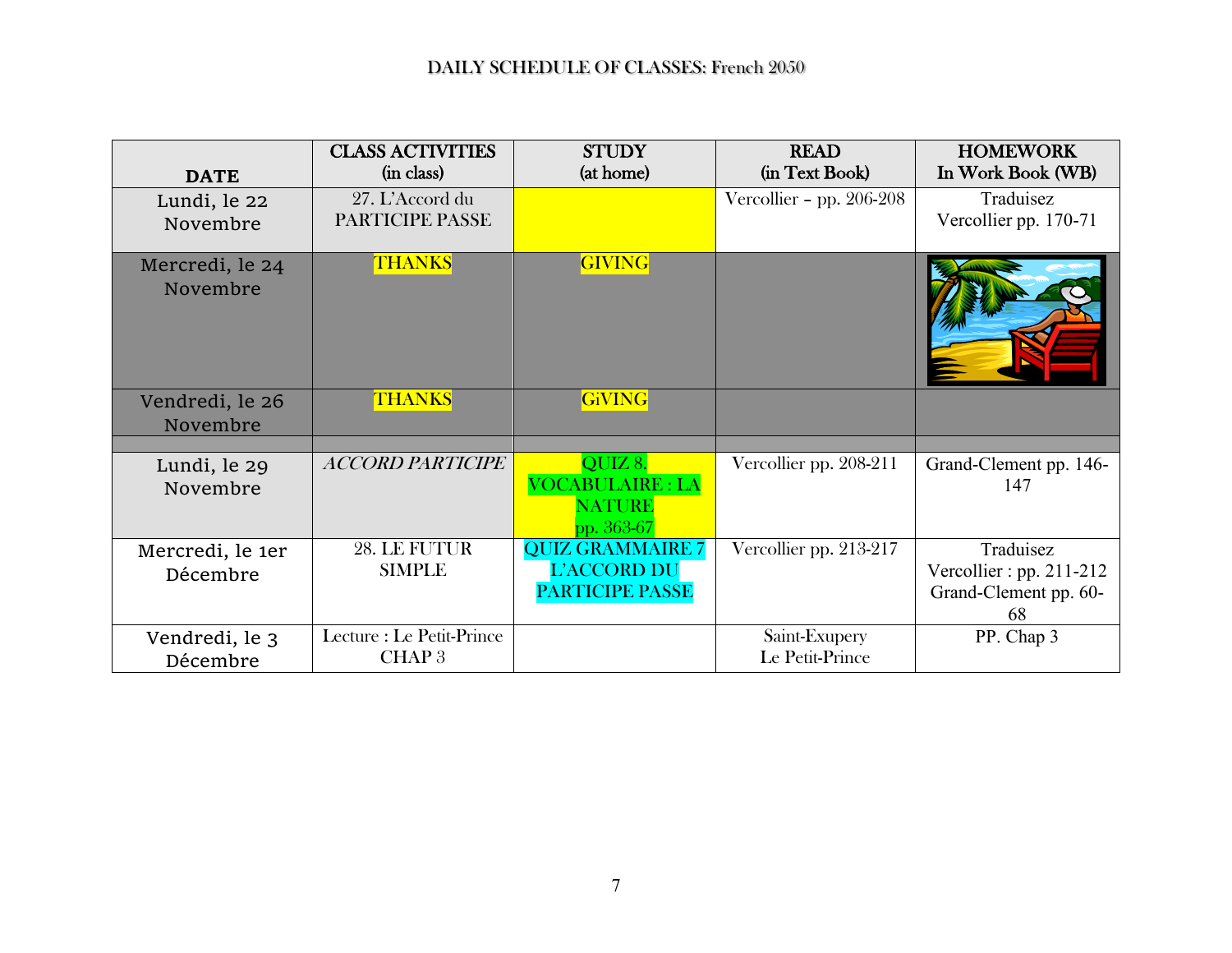# DAILY SCHEDULE OF CLASSES: French 2050

| DATE | CLASS ACTIVITIES (in class) | STUDY (at home) | READ (in Text Book) | HOMEWORK In Work Book (WB) |
|---|---|---|---|---|
| Lundi, le 22 Novembre | 27. L'Accord du PARTICIPE PASSE | | Vercollier – pp. 206-208 | Traduisez Vercollier pp. 170-71 |
| Mercredi, le 24 Novembre | THANKS | GIVING | | |
| Vendredi, le 26 Novembre | THANKS | GiVING | | |
| | | | | |
| Lundi, le 29 Novembre | *ACCORD PARTICIPE* | QUIZ 8. VOCABULAIRE : LA NATURE pp. 363-67 | Vercollier pp. 208-211 | Grand-Clement pp. 146-147 |
| Mercredi, le 1er Décembre | 28. LE FUTUR SIMPLE | QUIZ GRAMMAIRE 7 L'ACCORD DU PARTICIPE PASSE | Vercollier pp. 213-217 | Traduisez Vercollier : pp. 211-212 Grand-Clement pp. 60-68 |
| Vendredi, le 3 Décembre | Lecture : Le Petit-Prince CHAP 3 | | Saint-Exupery Le Petit-Prince | PP. Chap 3 |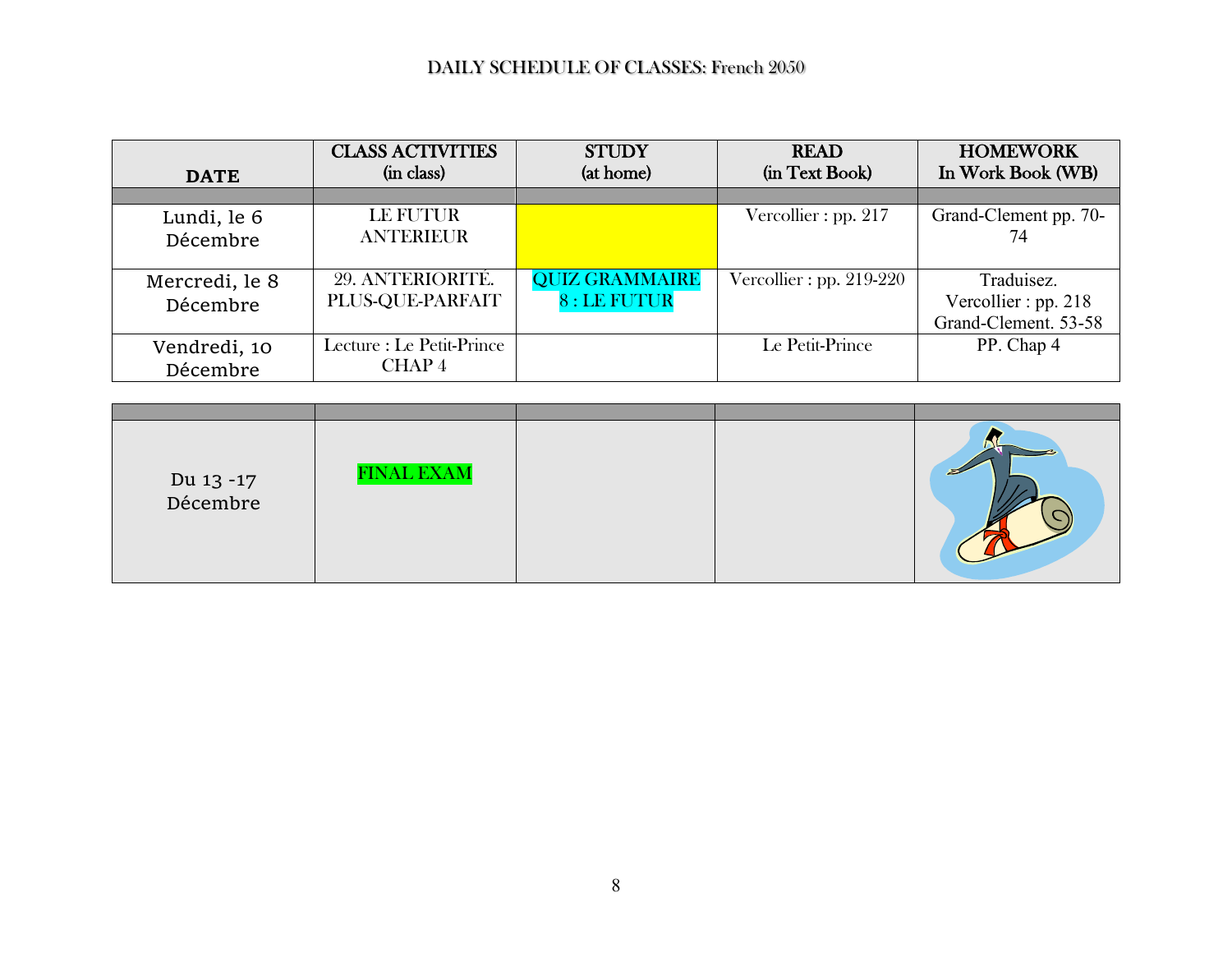# DAILY SCHEDULE OF CLASSES: French 2050

| DATE | CLASS ACTIVITIES (in class) | STUDY (at home) | READ (in Text Book) | HOMEWORK In Work Book (WB) |
|---|---|---|---|---|
| Lundi, le 6 Décembre | LE FUTUR ANTERIEUR | | Vercollier : pp. 217 | Grand-Clement pp. 70-74 |
| Mercredi, le 8 Décembre | 29. ANTERIORITÉ. PLUS-QUE-PARFAIT | QUIZ GRAMMAIRE 8 : LE FUTUR | Vercollier : pp. 219-220 | Traduisez. Vercollier : pp. 218 Grand-Clement. 53-58 |
| Vendredi, 10 Décembre | Lecture : Le Petit-Prince CHAP 4 | | Le Petit-Prince | PP. Chap 4 |
| Du 13 -17 Décembre | FINAL EXAM | | | |